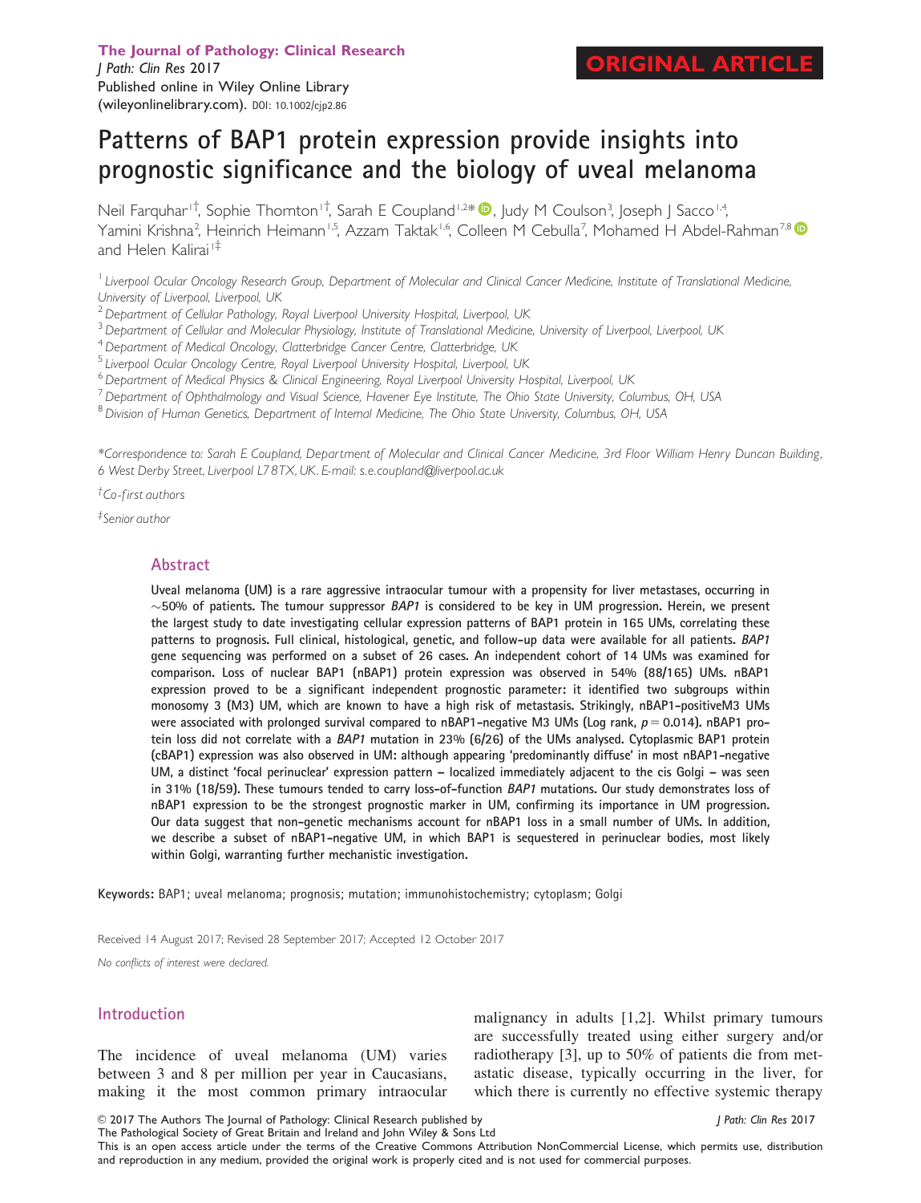The Journal of Pathology: Clinical Research

*J Path: Clin Res* 2017
Published online in Wiley Online Library
(wileyonlinelibrary.com). DOI: 10.1002/cjp2.86

**ORIGINAL ARTICLE**

# Patterns of BAP1 protein expression provide insights into prognostic significance and the biology of uveal melanoma

Neil Farquhar[1†], Sophie Thornton[1†], Sarah E Coupland[1,2*], Judy M Coulson[3], Joseph J Sacco[1,4], Yamini Krishna[2], Heinrich Heimann[1,5], Azzam Taktak[1,6], Colleen M Cebulla[7], Mohamed H Abdel-Rahman[7,8] and Helen Kalirai[1‡]

[1] Liverpool Ocular Oncology Research Group, Department of Molecular and Clinical Cancer Medicine, Institute of Translational Medicine, University of Liverpool, Liverpool, UK
[2] Department of Cellular Pathology, Royal Liverpool University Hospital, Liverpool, UK
[3] Department of Cellular and Molecular Physiology, Institute of Translational Medicine, University of Liverpool, Liverpool, UK
[4] Department of Medical Oncology, Clatterbridge Cancer Centre, Clatterbridge, UK
[5] Liverpool Ocular Oncology Centre, Royal Liverpool University Hospital, Liverpool, UK
[6] Department of Medical Physics & Clinical Engineering, Royal Liverpool University Hospital, Liverpool, UK
[7] Department of Ophthalmology and Visual Science, Havener Eye Institute, The Ohio State University, Columbus, OH, USA
[8] Division of Human Genetics, Department of Internal Medicine, The Ohio State University, Columbus, OH, USA

*Correspondence to: Sarah E Coupland, Department of Molecular and Clinical Cancer Medicine, 3rd Floor William Henry Duncan Building, 6 West Derby Street, Liverpool L7 8TX, UK. E-mail: s.e.coupland@liverpool.ac.uk*

[†] *Co-first authors*

[‡] *Senior author*

## Abstract

**Uveal melanoma (UM) is a rare aggressive intraocular tumour with a propensity for liver metastases, occurring in ~50% of patients. The tumour suppressor *BAP1* is considered to be key in UM progression. Herein, we present the largest study to date investigating cellular expression patterns of BAP1 protein in 165 UMs, correlating these patterns to prognosis. Full clinical, histological, genetic, and follow-up data were available for all patients. *BAP1* gene sequencing was performed on a subset of 26 cases. An independent cohort of 14 UMs was examined for comparison. Loss of nuclear BAP1 (nBAP1) protein expression was observed in 54% (88/165) UMs. nBAP1 expression proved to be a significant independent prognostic parameter: it identified two subgroups within monosomy 3 (M3) UM, which are known to have a high risk of metastasis. Strikingly, nBAP1-positiveM3 UMs were associated with prolonged survival compared to nBAP1-negative M3 UMs (Log rank, $p = 0.014$). nBAP1 protein loss did not correlate with a *BAP1* mutation in 23% (6/26) of the UMs analysed. Cytoplasmic BAP1 protein (cBAP1) expression was also observed in UM: although appearing 'predominantly diffuse' in most nBAP1-negative UM, a distinct 'focal perinuclear' expression pattern – localized immediately adjacent to the cis Golgi – was seen in 31% (18/59). These tumours tended to carry loss-of-function *BAP1* mutations. Our study demonstrates loss of nBAP1 expression to be the strongest prognostic marker in UM, confirming its importance in UM progression. Our data suggest that non-genetic mechanisms account for nBAP1 loss in a small number of UMs. In addition, we describe a subset of nBAP1-negative UM, in which BAP1 is sequestered in perinuclear bodies, most likely within Golgi, warranting further mechanistic investigation.**

**Keywords:** BAP1; uveal melanoma; prognosis; mutation; immunohistochemistry; cytoplasm; Golgi

Received 14 August 2017; Revised 28 September 2017; Accepted 12 October 2017

*No conflicts of interest were declared.*

## Introduction

The incidence of uveal melanoma (UM) varies between 3 and 8 per million per year in Caucasians, making it the most common primary intraocular malignancy in adults [1,2]. Whilst primary tumours are successfully treated using either surgery and/or radiotherapy [3], up to 50% of patients die from metastatic disease, typically occurring in the liver, for which there is currently no effective systemic therapy

© 2017 The Authors The Journal of Pathology: Clinical Research published by The Pathological Society of Great Britain and Ireland and John Wiley & Sons Ltd

This is an open access article under the terms of the Creative Commons Attribution NonCommercial License, which permits use, distribution and reproduction in any medium, provided the original work is properly cited and is not used for commercial purposes.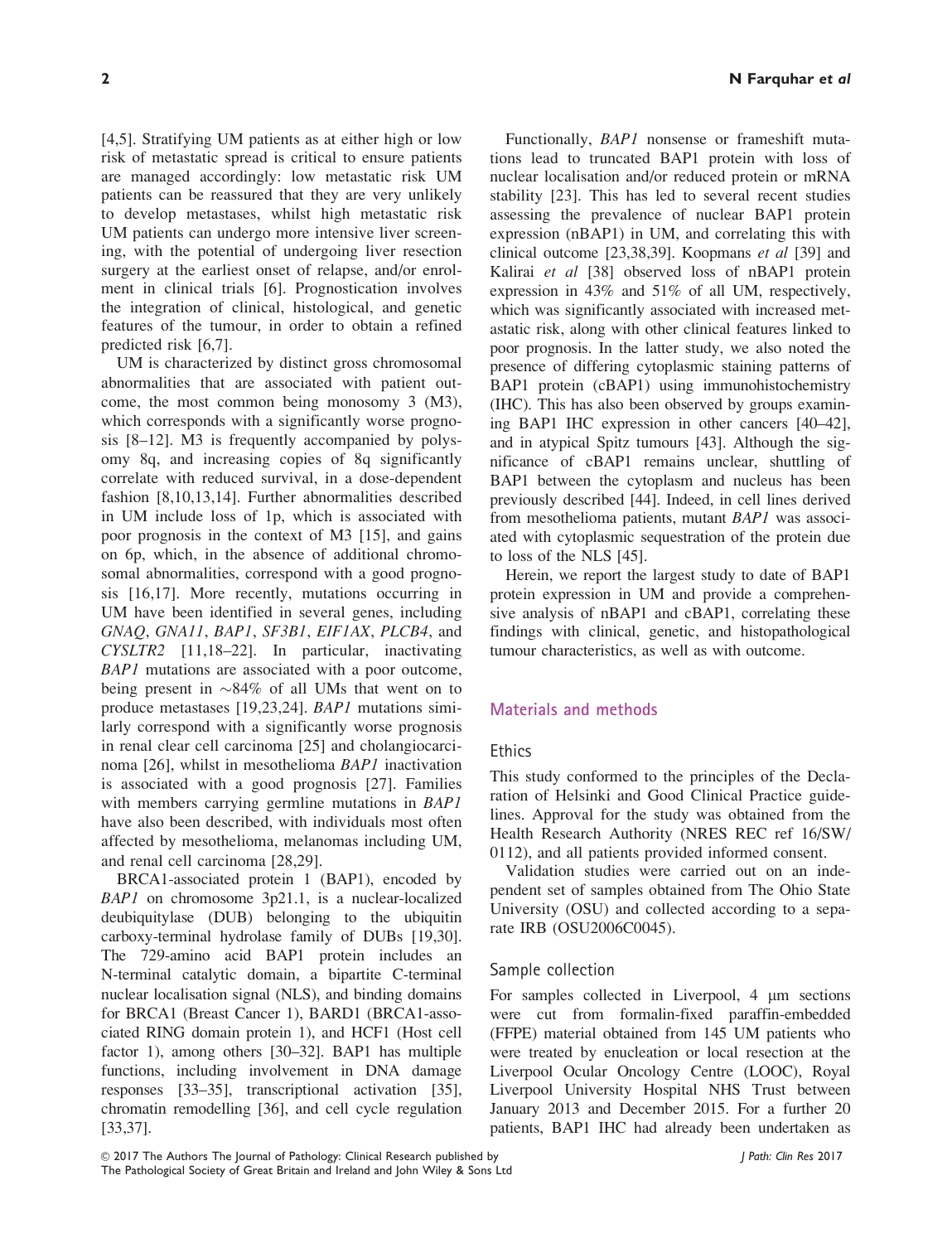[4,5]. Stratifying UM patients as at either high or low risk of metastatic spread is critical to ensure patients are managed accordingly: low metastatic risk UM patients can be reassured that they are very unlikely to develop metastases, whilst high metastatic risk UM patients can undergo more intensive liver screening, with the potential of undergoing liver resection surgery at the earliest onset of relapse, and/or enrolment in clinical trials [6]. Prognostication involves the integration of clinical, histological, and genetic features of the tumour, in order to obtain a refined predicted risk [6,7].

UM is characterized by distinct gross chromosomal abnormalities that are associated with patient outcome, the most common being monosomy 3 (M3), which corresponds with a significantly worse prognosis [8–12]. M3 is frequently accompanied by polysomy 8q, and increasing copies of 8q significantly correlate with reduced survival, in a dose-dependent fashion [8,10,13,14]. Further abnormalities described in UM include loss of 1p, which is associated with poor prognosis in the context of M3 [15], and gains on 6p, which, in the absence of additional chromosomal abnormalities, correspond with a good prognosis [16,17]. More recently, mutations occurring in UM have been identified in several genes, including *GNAQ*, *GNA11*, *BAP1*, *SF3B1*, *EIF1AX*, *PLCB4*, and *CYSLTR2* [11,18–22]. In particular, inactivating *BAP1* mutations are associated with a poor outcome, being present in ∼84% of all UMs that went on to produce metastases [19,23,24]. *BAP1* mutations similarly correspond with a significantly worse prognosis in renal clear cell carcinoma [25] and cholangiocarcinoma [26], whilst in mesothelioma *BAP1* inactivation is associated with a good prognosis [27]. Families with members carrying germline mutations in *BAP1* have also been described, with individuals most often affected by mesothelioma, melanomas including UM, and renal cell carcinoma [28,29].

BRCA1-associated protein 1 (BAP1), encoded by *BAP1* on chromosome 3p21.1, is a nuclear-localized deubiquitylase (DUB) belonging to the ubiquitin carboxy-terminal hydrolase family of DUBs [19,30]. The 729-amino acid BAP1 protein includes an N-terminal catalytic domain, a bipartite C-terminal nuclear localisation signal (NLS), and binding domains for BRCA1 (Breast Cancer 1), BARD1 (BRCA1-associated RING domain protein 1), and HCF1 (Host cell factor 1), among others [30–32]. BAP1 has multiple functions, including involvement in DNA damage responses [33–35], transcriptional activation [35], chromatin remodelling [36], and cell cycle regulation [33,37].

Functionally, *BAP1* nonsense or frameshift mutations lead to truncated BAP1 protein with loss of nuclear localisation and/or reduced protein or mRNA stability [23]. This has led to several recent studies assessing the prevalence of nuclear BAP1 protein expression (nBAP1) in UM, and correlating this with clinical outcome [23,38,39]. Koopmans *et al* [39] and Kalirai *et al* [38] observed loss of nBAP1 protein expression in 43% and 51% of all UM, respectively, which was significantly associated with increased metastatic risk, along with other clinical features linked to poor prognosis. In the latter study, we also noted the presence of differing cytoplasmic staining patterns of BAP1 protein (cBAP1) using immunohistochemistry (IHC). This has also been observed by groups examining BAP1 IHC expression in other cancers [40–42], and in atypical Spitz tumours [43]. Although the significance of cBAP1 remains unclear, shuttling of BAP1 between the cytoplasm and nucleus has been previously described [44]. Indeed, in cell lines derived from mesothelioma patients, mutant *BAP1* was associated with cytoplasmic sequestration of the protein due to loss of the NLS [45].

Herein, we report the largest study to date of BAP1 protein expression in UM and provide a comprehensive analysis of nBAP1 and cBAP1, correlating these findings with clinical, genetic, and histopathological tumour characteristics, as well as with outcome.

## Materials and methods

### Ethics

This study conformed to the principles of the Declaration of Helsinki and Good Clinical Practice guidelines. Approval for the study was obtained from the Health Research Authority (NRES REC ref 16/SW/0112), and all patients provided informed consent.

Validation studies were carried out on an independent set of samples obtained from The Ohio State University (OSU) and collected according to a separate IRB (OSU2006C0045).

### Sample collection

For samples collected in Liverpool, 4 μm sections were cut from formalin-fixed paraffin-embedded (FFPE) material obtained from 145 UM patients who were treated by enucleation or local resection at the Liverpool Ocular Oncology Centre (LOOC), Royal Liverpool University Hospital NHS Trust between January 2013 and December 2015. For a further 20 patients, BAP1 IHC had already been undertaken as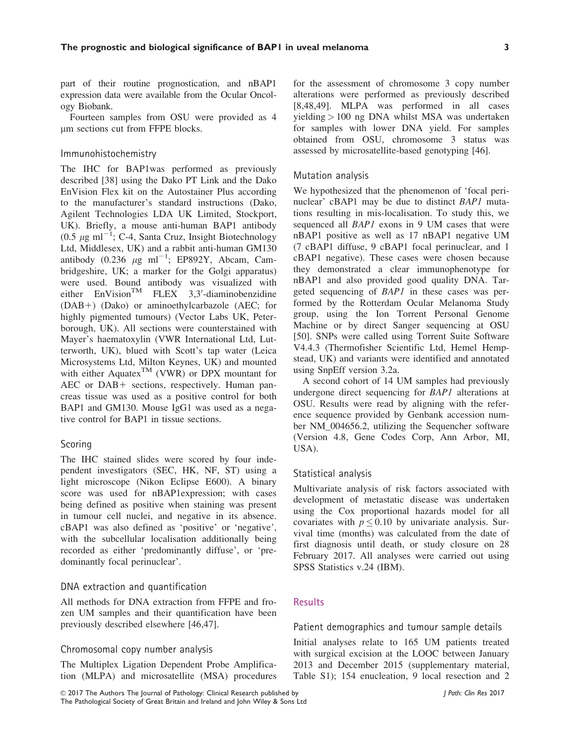part of their routine prognostication, and nBAP1 expression data were available from the Ocular Oncology Biobank.

Fourteen samples from OSU were provided as 4 μm sections cut from FFPE blocks.

### Immunohistochemistry

The IHC for BAP1was performed as previously described [38] using the Dako PT Link and the Dako EnVision Flex kit on the Autostainer Plus according to the manufacturer's standard instructions (Dako, Agilent Technologies LDA UK Limited, Stockport, UK). Briefly, a mouse anti-human BAP1 antibody ($0.5\ \mu g\ ml^{-1}$; C-4, Santa Cruz, Insight Biotechnology Ltd, Middlesex, UK) and a rabbit anti-human GM130 antibody ($0.236\ \mu g\ ml^{-1}$; EP892Y, Abcam, Cambridgeshire, UK; a marker for the Golgi apparatus) were used. Bound antibody was visualized with either EnVision™ FLEX 3,3′-diaminobenzidine (DAB+) (Dako) or aminoethylcarbazole (AEC; for highly pigmented tumours) (Vector Labs UK, Peterborough, UK). All sections were counterstained with Mayer's haematoxylin (VWR International Ltd, Lutterworth, UK), blued with Scott's tap water (Leica Microsystems Ltd, Milton Keynes, UK) and mounted with either Aquatex™ (VWR) or DPX mountant for AEC or DAB+ sections, respectively. Human pancreas tissue was used as a positive control for both BAP1 and GM130. Mouse IgG1 was used as a negative control for BAP1 in tissue sections.

### Scoring

The IHC stained slides were scored by four independent investigators (SEC, HK, NF, ST) using a light microscope (Nikon Eclipse E600). A binary score was used for nBAP1expression; with cases being defined as positive when staining was present in tumour cell nuclei, and negative in its absence. cBAP1 was also defined as 'positive' or 'negative', with the subcellular localisation additionally being recorded as either 'predominantly diffuse', or 'predominantly focal perinuclear'.

### DNA extraction and quantification

All methods for DNA extraction from FFPE and frozen UM samples and their quantification have been previously described elsewhere [46,47].

### Chromosomal copy number analysis

The Multiplex Ligation Dependent Probe Amplification (MLPA) and microsatellite (MSA) procedures for the assessment of chromosome 3 copy number alterations were performed as previously described [8,48,49]. MLPA was performed in all cases yielding > 100 ng DNA whilst MSA was undertaken for samples with lower DNA yield. For samples obtained from OSU, chromosome 3 status was assessed by microsatellite-based genotyping [46].

### Mutation analysis

We hypothesized that the phenomenon of 'focal perinuclear' cBAP1 may be due to distinct *BAP1* mutations resulting in mis-localisation. To study this, we sequenced all *BAP1* exons in 9 UM cases that were nBAP1 positive as well as 17 nBAP1 negative UM (7 cBAP1 diffuse, 9 cBAP1 focal perinuclear, and 1 cBAP1 negative). These cases were chosen because they demonstrated a clear immunophenotype for nBAP1 and also provided good quality DNA. Targeted sequencing of *BAP1* in these cases was performed by the Rotterdam Ocular Melanoma Study group, using the Ion Torrent Personal Genome Machine or by direct Sanger sequencing at OSU [50]. SNPs were called using Torrent Suite Software V4.4.3 (Thermofisher Scientific Ltd, Hemel Hempstead, UK) and variants were identified and annotated using SnpEff version 3.2a.

A second cohort of 14 UM samples had previously undergone direct sequencing for *BAP1* alterations at OSU. Results were read by aligning with the reference sequence provided by Genbank accession number NM_004656.2, utilizing the Sequencher software (Version 4.8, Gene Codes Corp, Ann Arbor, MI, USA).

### Statistical analysis

Multivariate analysis of risk factors associated with development of metastatic disease was undertaken using the Cox proportional hazards model for all covariates with $p \leq 0.10$ by univariate analysis. Survival time (months) was calculated from the date of first diagnosis until death, or study closure on 28 February 2017. All analyses were carried out using SPSS Statistics v.24 (IBM).

## Results

### Patient demographics and tumour sample details

Initial analyses relate to 165 UM patients treated with surgical excision at the LOOC between January 2013 and December 2015 (supplementary material, Table S1); 154 enucleation, 9 local resection and 2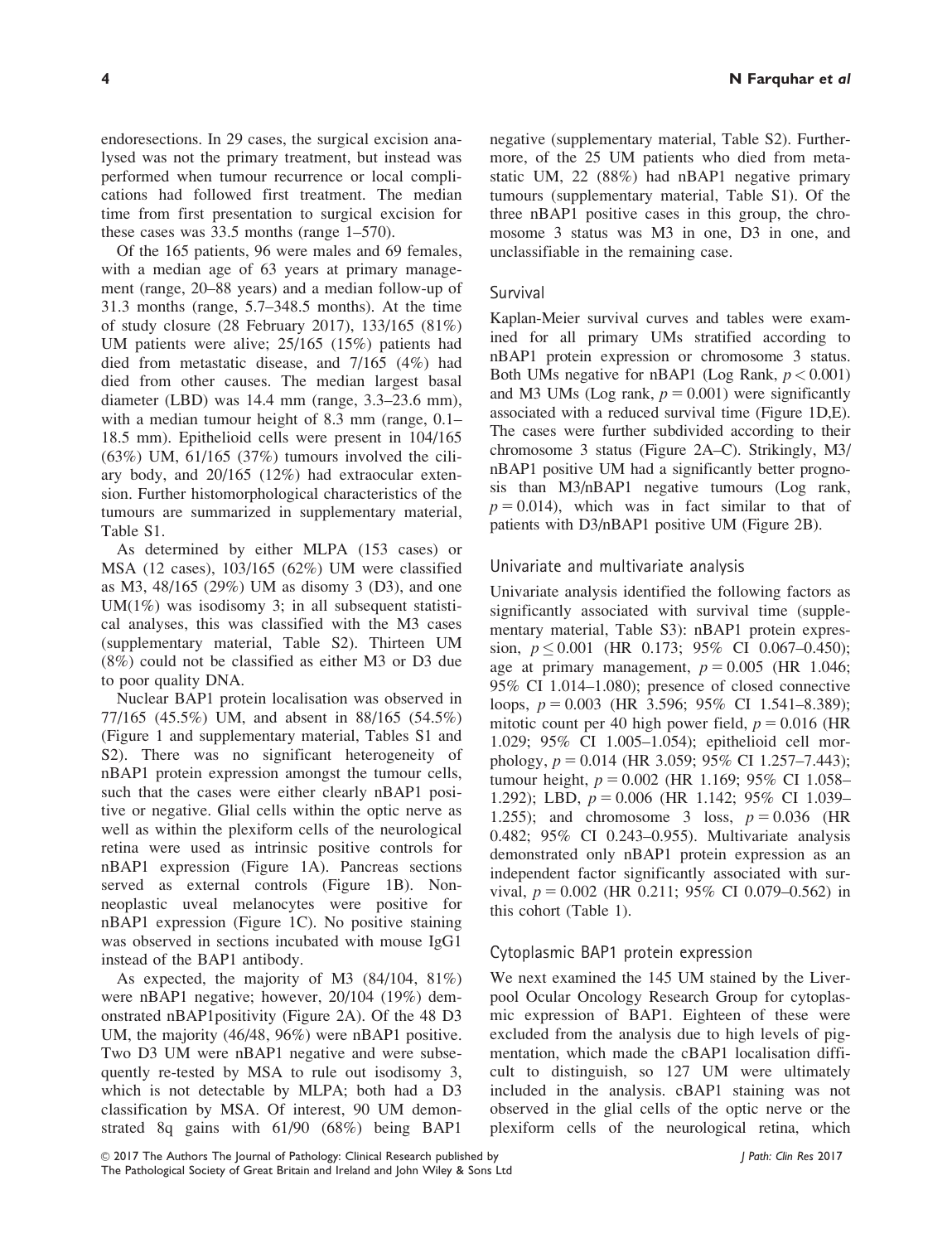endoresections. In 29 cases, the surgical excision analysed was not the primary treatment, but instead was performed when tumour recurrence or local complications had followed first treatment. The median time from first presentation to surgical excision for these cases was 33.5 months (range 1–570).

Of the 165 patients, 96 were males and 69 females, with a median age of 63 years at primary management (range, 20–88 years) and a median follow-up of 31.3 months (range, 5.7–348.5 months). At the time of study closure (28 February 2017), 133/165 (81%) UM patients were alive; 25/165 (15%) patients had died from metastatic disease, and 7/165 (4%) had died from other causes. The median largest basal diameter (LBD) was 14.4 mm (range, 3.3–23.6 mm), with a median tumour height of 8.3 mm (range, 0.1–18.5 mm). Epithelioid cells were present in 104/165 (63%) UM, 61/165 (37%) tumours involved the ciliary body, and 20/165 (12%) had extraocular extension. Further histomorphological characteristics of the tumours are summarized in supplementary material, Table S1.

As determined by either MLPA (153 cases) or MSA (12 cases), 103/165 (62%) UM were classified as M3, 48/165 (29%) UM as disomy 3 (D3), and one UM(1%) was isodisomy 3; in all subsequent statistical analyses, this was classified with the M3 cases (supplementary material, Table S2). Thirteen UM (8%) could not be classified as either M3 or D3 due to poor quality DNA.

Nuclear BAP1 protein localisation was observed in 77/165 (45.5%) UM, and absent in 88/165 (54.5%) (Figure 1 and supplementary material, Tables S1 and S2). There was no significant heterogeneity of nBAP1 protein expression amongst the tumour cells, such that the cases were either clearly nBAP1 positive or negative. Glial cells within the optic nerve as well as within the plexiform cells of the neurological retina were used as intrinsic positive controls for nBAP1 expression (Figure 1A). Pancreas sections served as external controls (Figure 1B). Non-neoplastic uveal melanocytes were positive for nBAP1 expression (Figure 1C). No positive staining was observed in sections incubated with mouse IgG1 instead of the BAP1 antibody.

As expected, the majority of M3 (84/104, 81%) were nBAP1 negative; however, 20/104 (19%) demonstrated nBAP1positivity (Figure 2A). Of the 48 D3 UM, the majority (46/48, 96%) were nBAP1 positive. Two D3 UM were nBAP1 negative and were subsequently re-tested by MSA to rule out isodisomy 3, which is not detectable by MLPA; both had a D3 classification by MSA. Of interest, 90 UM demonstrated 8q gains with 61/90 (68%) being BAP1 negative (supplementary material, Table S2). Furthermore, of the 25 UM patients who died from metastatic UM, 22 (88%) had nBAP1 negative primary tumours (supplementary material, Table S1). Of the three nBAP1 positive cases in this group, the chromosome 3 status was M3 in one, D3 in one, and unclassifiable in the remaining case.

## Survival

Kaplan-Meier survival curves and tables were examined for all primary UMs stratified according to nBAP1 protein expression or chromosome 3 status. Both UMs negative for nBAP1 (Log Rank, $p < 0.001$) and M3 UMs (Log rank, $p = 0.001$) were significantly associated with a reduced survival time (Figure 1D,E). The cases were further subdivided according to their chromosome 3 status (Figure 2A–C). Strikingly, M3/nBAP1 positive UM had a significantly better prognosis than M3/nBAP1 negative tumours (Log rank, $p = 0.014$), which was in fact similar to that of patients with D3/nBAP1 positive UM (Figure 2B).

## Univariate and multivariate analysis

Univariate analysis identified the following factors as significantly associated with survival time (supplementary material, Table S3): nBAP1 protein expression, $p \leq 0.001$ (HR 0.173; 95% CI 0.067–0.450); age at primary management, $p = 0.005$ (HR 1.046; 95% CI 1.014–1.080); presence of closed connective loops, $p = 0.003$ (HR 3.596; 95% CI 1.541–8.389); mitotic count per 40 high power field, $p = 0.016$ (HR 1.029; 95% CI 1.005–1.054); epithelioid cell morphology, $p = 0.014$ (HR 3.059; 95% CI 1.257–7.443); tumour height, $p = 0.002$ (HR 1.169; 95% CI 1.058–1.292); LBD, $p = 0.006$ (HR 1.142; 95% CI 1.039–1.255); and chromosome 3 loss, $p = 0.036$ (HR 0.482; 95% CI 0.243–0.955). Multivariate analysis demonstrated only nBAP1 protein expression as an independent factor significantly associated with survival, $p = 0.002$ (HR 0.211; 95% CI 0.079–0.562) in this cohort (Table 1).

## Cytoplasmic BAP1 protein expression

We next examined the 145 UM stained by the Liverpool Ocular Oncology Research Group for cytoplasmic expression of BAP1. Eighteen of these were excluded from the analysis due to high levels of pigmentation, which made the cBAP1 localisation difficult to distinguish, so 127 UM were ultimately included in the analysis. cBAP1 staining was not observed in the glial cells of the optic nerve or the plexiform cells of the neurological retina, which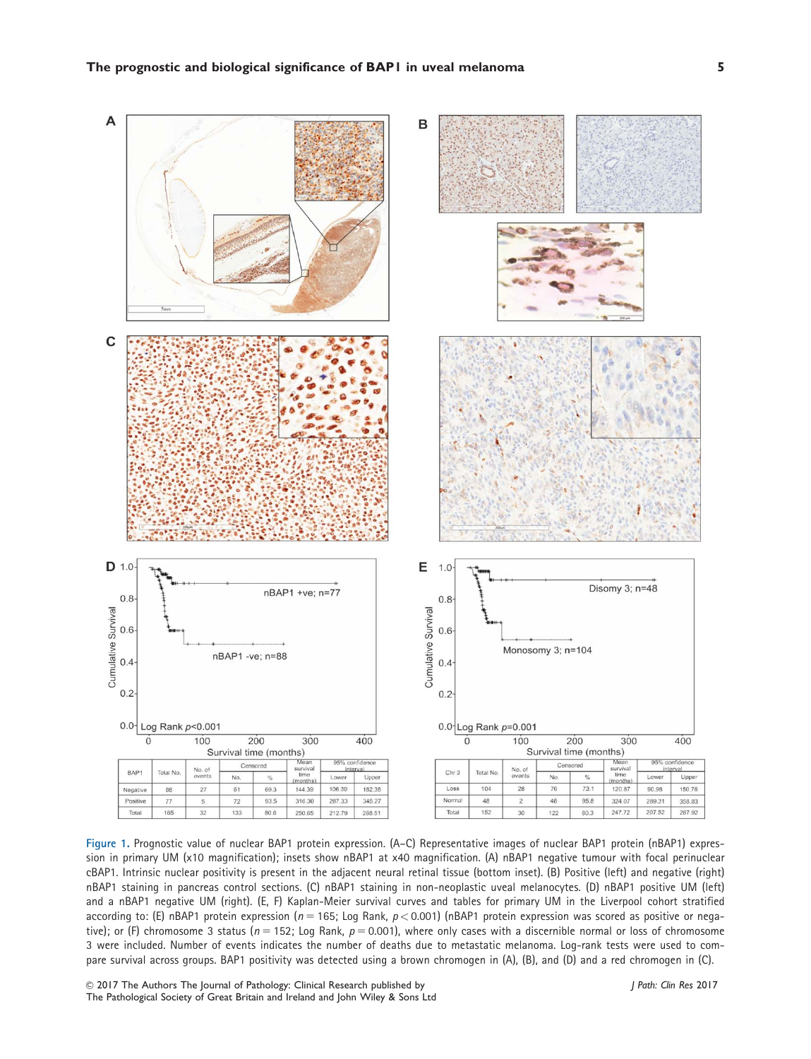A

B

C

D

1.0
0.8
0.6
0.4
0.2
0.0
Cumulative Survival
nBAP1 +ve; n=77
nBAP1 -ve; n=88
Log Rank p<0.001
0 100 200 300 400
Survival time (months)

| BAP1 | Total No. | No. of events | Censored | | Mean survival time (months) | 95% confidence interval | |
|---|---|---|---|---|---|---|---|
| | | | No. | % | | Lower | Upper |
| Negative | 88 | 27 | 61 | 69.3 | 144.39 | 106.39 | 182.38 |
| Positive | 77 | 5 | 72 | 93.5 | 316.30 | 287.33 | 345.27 |
| Total | 165 | 32 | 133 | 80.6 | 250.65 | 212.79 | 288.51 |

E

1.0
0.8
0.6
0.4
0.2
0.0
Cumulative Survival
Disomy 3; n=48
Monosomy 3; n=104
Log Rank p=0.001
0 100 200 300 400
Survival time (months)

| Chr 3 | Total No. | No. of events | Censored | | Mean survival time (months) | 95% confidence interval | |
|---|---|---|---|---|---|---|---|
| | | | No. | % | | Lower | Upper |
| Loss | 104 | 28 | 76 | 73.1 | 120.87 | 90.98 | 150.76 |
| Normal | 48 | 2 | 46 | 95.8 | 324.07 | 289.31 | 358.83 |
| Total | 152 | 30 | 122 | 80.3 | 247.72 | 207.52 | 287.92 |

**Figure 1.** Prognostic value of nuclear BAP1 protein expression. (A–C) Representative images of nuclear BAP1 protein (nBAP1) expression in primary UM (x10 magnification); insets show nBAP1 at x40 magnification. (A) nBAP1 negative tumour with focal perinuclear cBAP1. Intrinsic nuclear positivity is present in the adjacent neural retinal tissue (bottom inset). (B) Positive (left) and negative (right) nBAP1 staining in pancreas control sections. (C) nBAP1 staining in non-neoplastic uveal melanocytes. (D) nBAP1 positive UM (left) and a nBAP1 negative UM (right). (E, F) Kaplan-Meier survival curves and tables for primary UM in the Liverpool cohort stratified according to: (E) nBAP1 protein expression ($n = 165$; Log Rank, $p < 0.001$) (nBAP1 protein expression was scored as positive or negative); or (F) chromosome 3 status ($n = 152$; Log Rank, $p = 0.001$), where only cases with a discernible normal or loss of chromosome 3 were included. Number of events indicates the number of deaths due to metastatic melanoma. Log-rank tests were used to compare survival across groups. BAP1 positivity was detected using a brown chromogen in (A), (B), and (D) and a red chromogen in (C).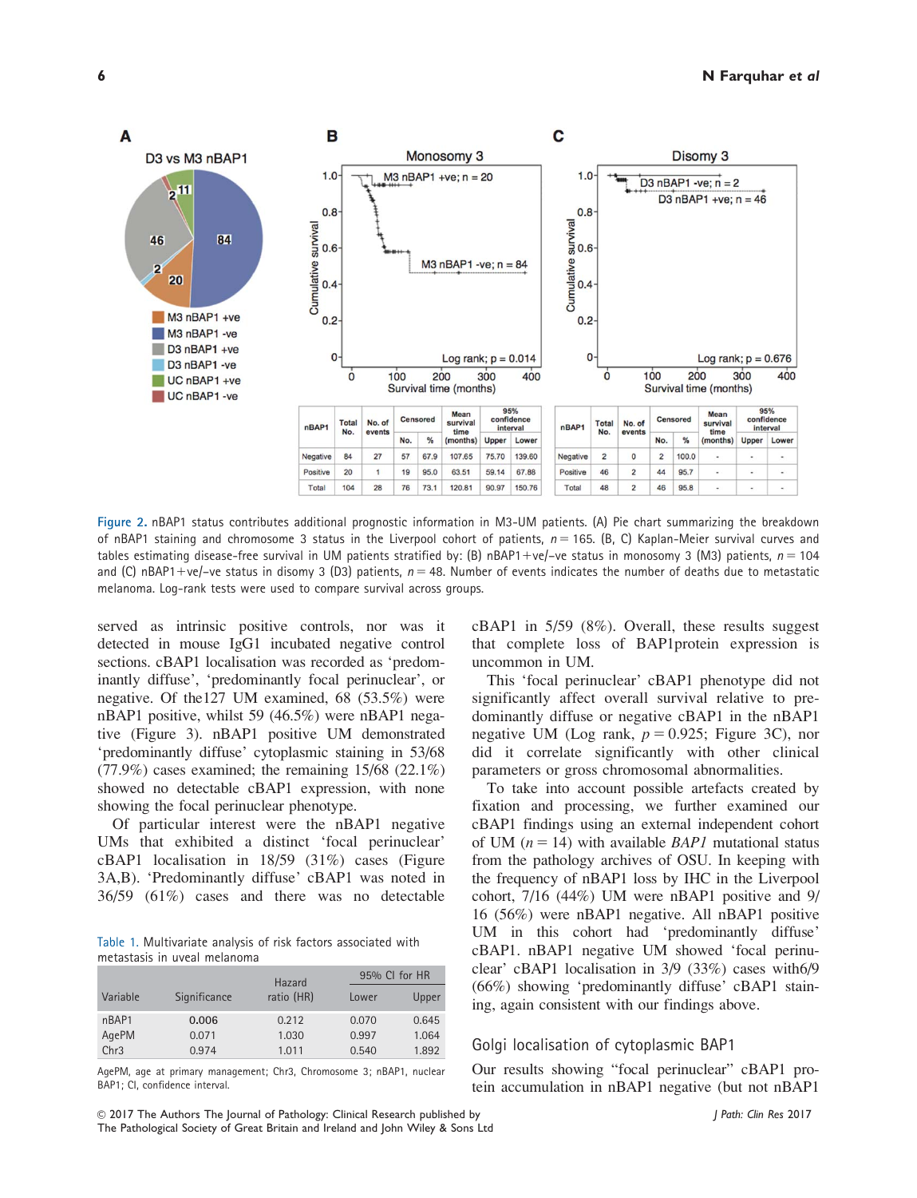**A**

D3 vs M3 nBAP1

84
20
2
46
2
11

M3 nBAP1 +ve
M3 nBAP1 -ve
D3 nBAP1 +ve
D3 nBAP1 -ve
UC nBAP1 +ve
UC nBAP1 -ve

**B**

Monosomy 3

M3 nBAP1 +ve; n = 20
M3 nBAP1 -ve; n = 84
Log rank; p = 0.014
Cumulative survival
Survival time (months)

| nBAP1 | Total No. | No. of events | Censored | | Mean survival time (months) | 95% confidence interval | |
|---|---|---|---|---|---|---|---|
| | | | No. | % | | Upper | Lower |
| Negative | 84 | 27 | 57 | 67.9 | 107.65 | 75.70 | 139.60 |
| Positive | 20 | 1 | 19 | 95.0 | 63.51 | 59.14 | 67.88 |
| Total | 104 | 28 | 76 | 73.1 | 120.81 | 90.97 | 150.76 |

**C**

Disomy 3

D3 nBAP1 -ve; n = 2
D3 nBAP1 +ve; n = 46
Log rank; p = 0.676
Cumulative survival
Survival time (months)

| nBAP1 | Total No. | No. of events | Censored | | Mean survival time (months) | 95% confidence interval | |
|---|---|---|---|---|---|---|---|
| | | | No. | % | | Upper | Lower |
| Negative | 2 | 0 | 2 | 100.0 | - | - | - |
| Positive | 46 | 2 | 44 | 95.7 | - | - | - |
| Total | 48 | 2 | 46 | 95.8 | - | - | - |

Figure 2. nBAP1 status contributes additional prognostic information in M3-UM patients. (A) Pie chart summarizing the breakdown of nBAP1 staining and chromosome 3 status in the Liverpool cohort of patients, $n = 165$. (B, C) Kaplan-Meier survival curves and tables estimating disease-free survival in UM patients stratified by: (B) nBAP1+ve/–ve status in monosomy 3 (M3) patients, $n = 104$ and (C) nBAP1+ve/–ve status in disomy 3 (D3) patients, $n = 48$. Number of events indicates the number of deaths due to metastatic melanoma. Log-rank tests were used to compare survival across groups.

served as intrinsic positive controls, nor was it detected in mouse IgG1 incubated negative control sections. cBAP1 localisation was recorded as 'predominantly diffuse', 'predominantly focal perinuclear', or negative. Of the127 UM examined, 68 (53.5%) were nBAP1 positive, whilst 59 (46.5%) were nBAP1 negative (Figure 3). nBAP1 positive UM demonstrated 'predominantly diffuse' cytoplasmic staining in 53/68 (77.9%) cases examined; the remaining 15/68 (22.1%) showed no detectable cBAP1 expression, with none showing the focal perinuclear phenotype.

Of particular interest were the nBAP1 negative UMs that exhibited a distinct 'focal perinuclear' cBAP1 localisation in 18/59 (31%) cases (Figure 3A,B). 'Predominantly diffuse' cBAP1 was noted in 36/59 (61%) cases and there was no detectable cBAP1 in 5/59 (8%). Overall, these results suggest that complete loss of BAP1protein expression is uncommon in UM.

This 'focal perinuclear' cBAP1 phenotype did not significantly affect overall survival relative to predominantly diffuse or negative cBAP1 in the nBAP1 negative UM (Log rank, $p = 0.925$; Figure 3C), nor did it correlate significantly with other clinical parameters or gross chromosomal abnormalities.

To take into account possible artefacts created by fixation and processing, we further examined our cBAP1 findings using an external independent cohort of UM ($n = 14$) with available *BAP1* mutational status from the pathology archives of OSU. In keeping with the frequency of nBAP1 loss by IHC in the Liverpool cohort, 7/16 (44%) UM were nBAP1 positive and 9/16 (56%) were nBAP1 negative. All nBAP1 positive UM in this cohort had 'predominantly diffuse' cBAP1. nBAP1 negative UM showed 'focal perinuclear' cBAP1 localisation in 3/9 (33%) cases with6/9 (66%) showing 'predominantly diffuse' cBAP1 staining, again consistent with our findings above.

Table 1. Multivariate analysis of risk factors associated with metastasis in uveal melanoma

| Variable | Significance | Hazard ratio (HR) | 95% CI for HR | |
|---|---|---|---|---|
| | | | Lower | Upper |
| nBAP1 | 0.006 | 0.212 | 0.070 | 0.645 |
| AgePM | 0.071 | 1.030 | 0.997 | 1.064 |
| Chr3 | 0.974 | 1.011 | 0.540 | 1.892 |

AgePM, age at primary management; Chr3, Chromosome 3; nBAP1, nuclear BAP1; CI, confidence interval.

## Golgi localisation of cytoplasmic BAP1

Our results showing "focal perinuclear" cBAP1 protein accumulation in nBAP1 negative (but not nBAP1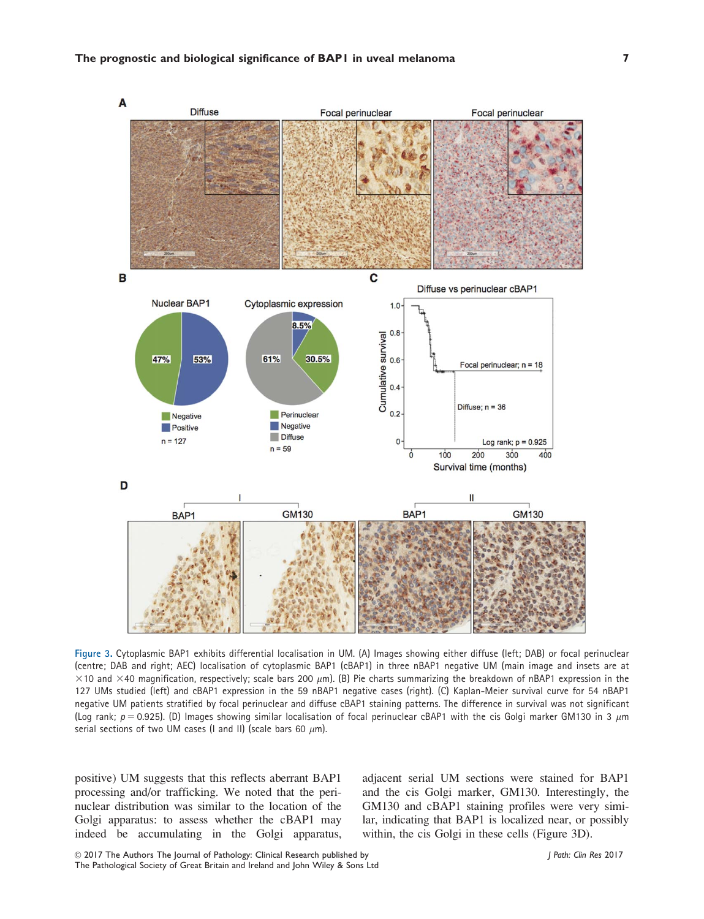A

Diffuse

Focal perinuclear

Focal perinuclear

B

Nuclear BAP1

47%

53%

Negative

Positive

n = 127

Cytoplasmic expression

8.5%

61%

30.5%

Perinuclear

Negative

Diffuse

n = 59

C

Diffuse vs perinuclear cBAP1

1.0

0.8

0.6

0.4

0.2

0

Cumulative survival

Focal perinuclear; n = 18

Diffuse; n = 36

Log rank; p = 0.925

0

100

200

300

400

Survival time (months)

D

I

II

BAP1

GM130

BAP1

GM130

**Figure 3.** Cytoplasmic BAP1 exhibits differential localisation in UM. (A) Images showing either diffuse (left; DAB) or focal perinuclear (centre; DAB and right; AEC) localisation of cytoplasmic BAP1 (cBAP1) in three nBAP1 negative UM (main image and insets are at $\times10$ and $\times40$ magnification, respectively; scale bars 200 $\mu$m). (B) Pie charts summarizing the breakdown of nBAP1 expression in the 127 UMs studied (left) and cBAP1 expression in the 59 nBAP1 negative cases (right). (C) Kaplan-Meier survival curve for 54 nBAP1 negative UM patients stratified by focal perinuclear and diffuse cBAP1 staining patterns. The difference in survival was not significant (Log rank; $p = 0.925$). (D) Images showing similar localisation of focal perinuclear cBAP1 with the cis Golgi marker GM130 in 3 $\mu$m serial sections of two UM cases (I and II) (scale bars 60 $\mu$m).

positive) UM suggests that this reflects aberrant BAP1 processing and/or trafficking. We noted that the perinuclear distribution was similar to the location of the Golgi apparatus: to assess whether the cBAP1 may indeed be accumulating in the Golgi apparatus, adjacent serial UM sections were stained for BAP1 and the cis Golgi marker, GM130. Interestingly, the GM130 and cBAP1 staining profiles were very similar, indicating that BAP1 is localized near, or possibly within, the cis Golgi in these cells (Figure 3D).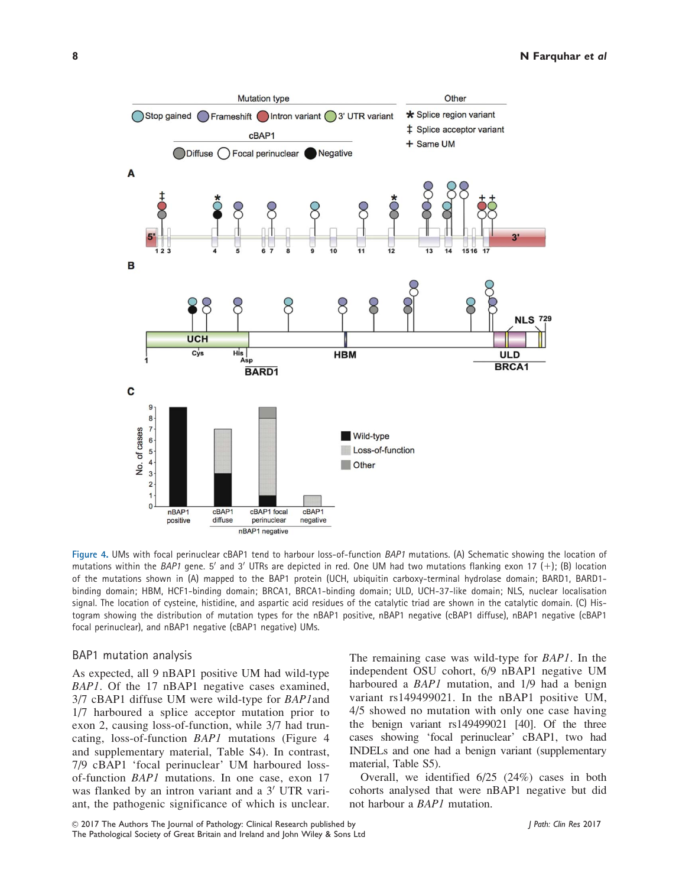Mutation type

Stop gained Frameshift Intron variant 3′ UTR variant

cBAP1

Diffuse Focal perinuclear Negative

Other

* Splice region variant
‡ Splice acceptor variant
+ Same UM

A

5′ 3′

1 2 3 4 5 6 7 8 9 10 11 12 13 14 15 16 17

B

UCH HBM NLS 729

1 Cys His Asp ULD

BARD1 BRCA1

C

No. of cases

0 1 2 3 4 5 6 7 8 9

nBAP1 positive

cBAP1 diffuse

cBAP1 focal perinuclear

cBAP1 negative

nBAP1 negative

Wild-type

Loss-of-function

Other

**Figure 4.** UMs with focal perinuclear cBAP1 tend to harbour loss-of-function *BAP1* mutations. (A) Schematic showing the location of mutations within the *BAP1* gene. 5′ and 3′ UTRs are depicted in red. One UM had two mutations flanking exon 17 (+); (B) location of the mutations shown in (A) mapped to the BAP1 protein (UCH, ubiquitin carboxy-terminal hydrolase domain; BARD1, BARD1-binding domain; HBM, HCF1-binding domain; BRCA1, BRCA1-binding domain; ULD, UCH-37-like domain; NLS, nuclear localisation signal. The location of cysteine, histidine, and aspartic acid residues of the catalytic triad are shown in the catalytic domain. (C) Histogram showing the distribution of mutation types for the nBAP1 positive, nBAP1 negative (cBAP1 diffuse), nBAP1 negative (cBAP1 focal perinuclear), and nBAP1 negative (cBAP1 negative) UMs.

## BAP1 mutation analysis

As expected, all 9 nBAP1 positive UM had wild-type *BAP1*. Of the 17 nBAP1 negative cases examined, 3/7 cBAP1 diffuse UM were wild-type for *BAP1* and 1/7 harboured a splice acceptor mutation prior to exon 2, causing loss-of-function, while 3/7 had truncating, loss-of-function *BAP1* mutations (Figure 4 and supplementary material, Table S4). In contrast, 7/9 cBAP1 'focal perinuclear' UM harboured loss-of-function *BAP1* mutations. In one case, exon 17 was flanked by an intron variant and a 3′ UTR variant, the pathogenic significance of which is unclear. The remaining case was wild-type for *BAP1*. In the independent OSU cohort, 6/9 nBAP1 negative UM harboured a *BAP1* mutation, and 1/9 had a benign variant rs149499021. In the nBAP1 positive UM, 4/5 showed no mutation with only one case having the benign variant rs149499021 [40]. Of the three cases showing 'focal perinuclear' cBAP1, two had INDELs and one had a benign variant (supplementary material, Table S5).

Overall, we identified 6/25 (24%) cases in both cohorts analysed that were nBAP1 negative but did not harbour a *BAP1* mutation.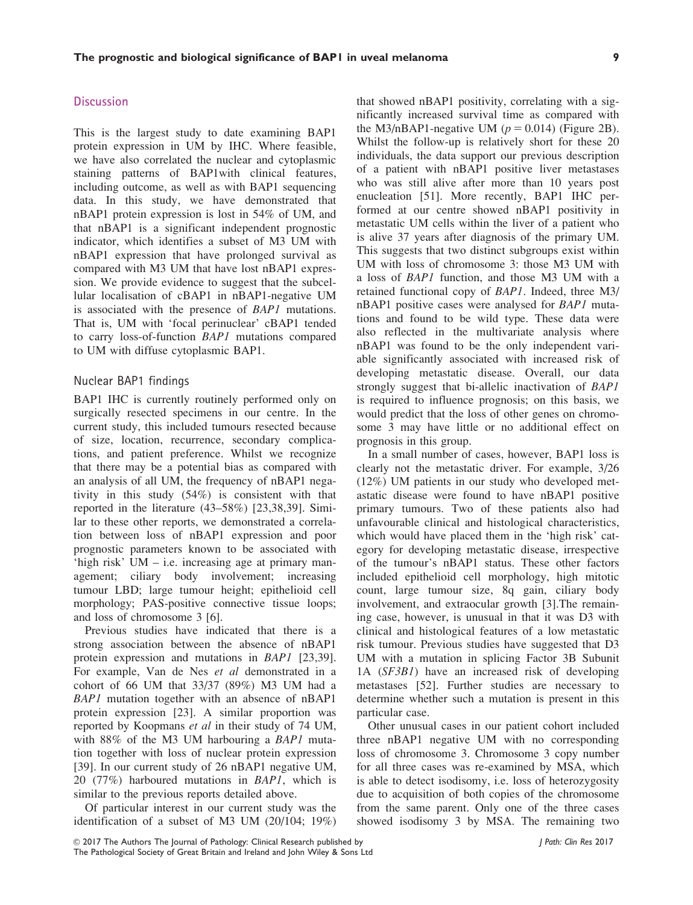## Discussion

This is the largest study to date examining BAP1 protein expression in UM by IHC. Where feasible, we have also correlated the nuclear and cytoplasmic staining patterns of BAP1with clinical features, including outcome, as well as with BAP1 sequencing data. In this study, we have demonstrated that nBAP1 protein expression is lost in 54% of UM, and that nBAP1 is a significant independent prognostic indicator, which identifies a subset of M3 UM with nBAP1 expression that have prolonged survival as compared with M3 UM that have lost nBAP1 expression. We provide evidence to suggest that the subcellular localisation of cBAP1 in nBAP1-negative UM is associated with the presence of *BAP1* mutations. That is, UM with 'focal perinuclear' cBAP1 tended to carry loss-of-function *BAP1* mutations compared to UM with diffuse cytoplasmic BAP1.

### Nuclear BAP1 findings

BAP1 IHC is currently routinely performed only on surgically resected specimens in our centre. In the current study, this included tumours resected because of size, location, recurrence, secondary complications, and patient preference. Whilst we recognize that there may be a potential bias as compared with an analysis of all UM, the frequency of nBAP1 negativity in this study (54%) is consistent with that reported in the literature (43–58%) [23,38,39]. Similar to these other reports, we demonstrated a correlation between loss of nBAP1 expression and poor prognostic parameters known to be associated with 'high risk' UM – i.e. increasing age at primary management; ciliary body involvement; increasing tumour LBD; large tumour height; epithelioid cell morphology; PAS-positive connective tissue loops; and loss of chromosome 3 [6].

Previous studies have indicated that there is a strong association between the absence of nBAP1 protein expression and mutations in *BAP1* [23,39]. For example, Van de Nes *et al* demonstrated in a cohort of 66 UM that 33/37 (89%) M3 UM had a *BAP1* mutation together with an absence of nBAP1 protein expression [23]. A similar proportion was reported by Koopmans *et al* in their study of 74 UM, with 88% of the M3 UM harbouring a *BAP1* mutation together with loss of nuclear protein expression [39]. In our current study of 26 nBAP1 negative UM, 20 (77%) harboured mutations in *BAP1*, which is similar to the previous reports detailed above.

Of particular interest in our current study was the identification of a subset of M3 UM (20/104; 19%) that showed nBAP1 positivity, correlating with a significantly increased survival time as compared with the M3/nBAP1-negative UM ($p = 0.014$) (Figure 2B). Whilst the follow-up is relatively short for these 20 individuals, the data support our previous description of a patient with nBAP1 positive liver metastases who was still alive after more than 10 years post enucleation [51]. More recently, BAP1 IHC performed at our centre showed nBAP1 positivity in metastatic UM cells within the liver of a patient who is alive 37 years after diagnosis of the primary UM. This suggests that two distinct subgroups exist within UM with loss of chromosome 3: those M3 UM with a loss of *BAP1* function, and those M3 UM with a retained functional copy of *BAP1*. Indeed, three M3/nBAP1 positive cases were analysed for *BAP1* mutations and found to be wild type. These data were also reflected in the multivariate analysis where nBAP1 was found to be the only independent variable significantly associated with increased risk of developing metastatic disease. Overall, our data strongly suggest that bi-allelic inactivation of *BAP1* is required to influence prognosis; on this basis, we would predict that the loss of other genes on chromosome 3 may have little or no additional effect on prognosis in this group.

In a small number of cases, however, BAP1 loss is clearly not the metastatic driver. For example, 3/26 (12%) UM patients in our study who developed metastatic disease were found to have nBAP1 positive primary tumours. Two of these patients also had unfavourable clinical and histological characteristics, which would have placed them in the 'high risk' category for developing metastatic disease, irrespective of the tumour's nBAP1 status. These other factors included epithelioid cell morphology, high mitotic count, large tumour size, 8q gain, ciliary body involvement, and extraocular growth [3].The remaining case, however, is unusual in that it was D3 with clinical and histological features of a low metastatic risk tumour. Previous studies have suggested that D3 UM with a mutation in splicing Factor 3B Subunit 1A (*SF3B1*) have an increased risk of developing metastases [52]. Further studies are necessary to determine whether such a mutation is present in this particular case.

Other unusual cases in our patient cohort included three nBAP1 negative UM with no corresponding loss of chromosome 3. Chromosome 3 copy number for all three cases was re-examined by MSA, which is able to detect isodisomy, i.e. loss of heterozygosity due to acquisition of both copies of the chromosome from the same parent. Only one of the three cases showed isodisomy 3 by MSA. The remaining two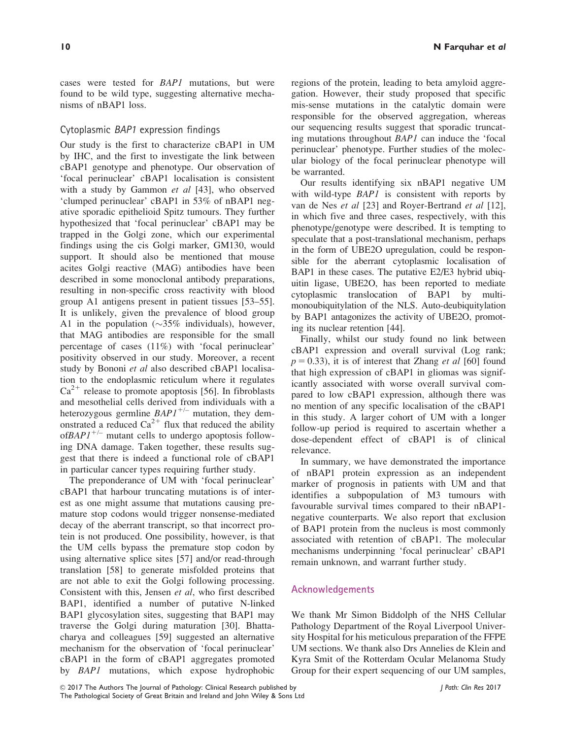cases were tested for *BAP1* mutations, but were found to be wild type, suggesting alternative mechanisms of nBAP1 loss.

### Cytoplasmic *BAP1* expression findings

Our study is the first to characterize cBAP1 in UM by IHC, and the first to investigate the link between cBAP1 genotype and phenotype. Our observation of 'focal perinuclear' cBAP1 localisation is consistent with a study by Gammon *et al* [43], who observed 'clumped perinuclear' cBAP1 in 53% of nBAP1 negative sporadic epithelioid Spitz tumours. They further hypothesized that 'focal perinuclear' cBAP1 may be trapped in the Golgi zone, which our experimental findings using the cis Golgi marker, GM130, would support. It should also be mentioned that mouse acites Golgi reactive (MAG) antibodies have been described in some monoclonal antibody preparations, resulting in non-specific cross reactivity with blood group A1 antigens present in patient tissues [53–55]. It is unlikely, given the prevalence of blood group A1 in the population (~35% individuals), however, that MAG antibodies are responsible for the small percentage of cases (11%) with 'focal perinuclear' positivity observed in our study. Moreover, a recent study by Bononi *et al* also described cBAP1 localisation to the endoplasmic reticulum where it regulates $Ca^{2+}$ release to promote apoptosis [56]. In fibroblasts and mesothelial cells derived from individuals with a heterozygous germline $BAP1^{+/-}$ mutation, they demonstrated a reduced $Ca^{2+}$ flux that reduced the ability of $BAP1^{+/-}$ mutant cells to undergo apoptosis following DNA damage. Taken together, these results suggest that there is indeed a functional role of cBAP1 in particular cancer types requiring further study.

The preponderance of UM with 'focal perinuclear' cBAP1 that harbour truncating mutations is of interest as one might assume that mutations causing premature stop codons would trigger nonsense-mediated decay of the aberrant transcript, so that incorrect protein is not produced. One possibility, however, is that the UM cells bypass the premature stop codon by using alternative splice sites [57] and/or read-through translation [58] to generate misfolded proteins that are not able to exit the Golgi following processing. Consistent with this, Jensen *et al*, who first described BAP1, identified a number of putative N-linked BAP1 glycosylation sites, suggesting that BAP1 may traverse the Golgi during maturation [30]. Bhattacharya and colleagues [59] suggested an alternative mechanism for the observation of 'focal perinuclear' cBAP1 in the form of cBAP1 aggregates promoted by *BAP1* mutations, which expose hydrophobic regions of the protein, leading to beta amyloid aggregation. However, their study proposed that specific mis-sense mutations in the catalytic domain were responsible for the observed aggregation, whereas our sequencing results suggest that sporadic truncating mutations throughout *BAP1* can induce the 'focal perinuclear' phenotype. Further studies of the molecular biology of the focal perinuclear phenotype will be warranted.

Our results identifying six nBAP1 negative UM with wild-type *BAP1* is consistent with reports by van de Nes *et al* [23] and Royer-Bertrand *et al* [12], in which five and three cases, respectively, with this phenotype/genotype were described. It is tempting to speculate that a post-translational mechanism, perhaps in the form of UBE2O upregulation, could be responsible for the aberrant cytoplasmic localisation of BAP1 in these cases. The putative E2/E3 hybrid ubiquitin ligase, UBE2O, has been reported to mediate cytoplasmic translocation of BAP1 by multi-monoubiquitylation of the NLS. Auto-deubiquitylation by BAP1 antagonizes the activity of UBE2O, promoting its nuclear retention [44].

Finally, whilst our study found no link between cBAP1 expression and overall survival (Log rank; $p = 0.33$), it is of interest that Zhang *et al* [60] found that high expression of cBAP1 in gliomas was significantly associated with worse overall survival compared to low cBAP1 expression, although there was no mention of any specific localisation of the cBAP1 in this study. A larger cohort of UM with a longer follow-up period is required to ascertain whether a dose-dependent effect of cBAP1 is of clinical relevance.

In summary, we have demonstrated the importance of nBAP1 protein expression as an independent marker of prognosis in patients with UM and that identifies a subpopulation of M3 tumours with favourable survival times compared to their nBAP1-negative counterparts. We also report that exclusion of BAP1 protein from the nucleus is most commonly associated with retention of cBAP1. The molecular mechanisms underpinning 'focal perinuclear' cBAP1 remain unknown, and warrant further study.

## Acknowledgements

We thank Mr Simon Biddolph of the NHS Cellular Pathology Department of the Royal Liverpool University Hospital for his meticulous preparation of the FFPE UM sections. We thank also Drs Annelies de Klein and Kyra Smit of the Rotterdam Ocular Melanoma Study Group for their expert sequencing of our UM samples,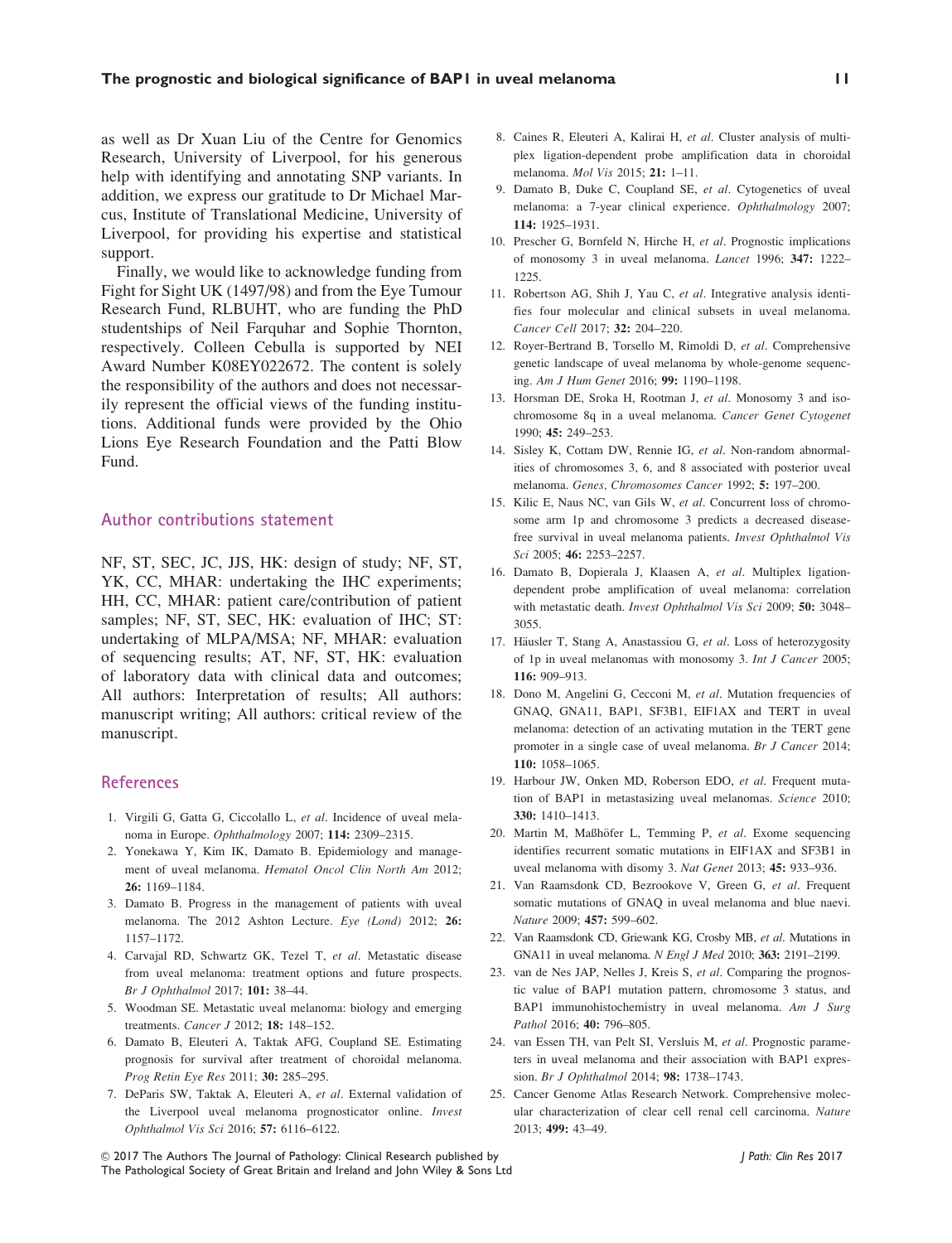as well as Dr Xuan Liu of the Centre for Genomics Research, University of Liverpool, for his generous help with identifying and annotating SNP variants. In addition, we express our gratitude to Dr Michael Marcus, Institute of Translational Medicine, University of Liverpool, for providing his expertise and statistical support.

Finally, we would like to acknowledge funding from Fight for Sight UK (1497/98) and from the Eye Tumour Research Fund, RLBUHT, who are funding the PhD studentships of Neil Farquhar and Sophie Thornton, respectively. Colleen Cebulla is supported by NEI Award Number K08EY022672. The content is solely the responsibility of the authors and does not necessarily represent the official views of the funding institutions. Additional funds were provided by the Ohio Lions Eye Research Foundation and the Patti Blow Fund.

## Author contributions statement

NF, ST, SEC, JC, JJS, HK: design of study; NF, ST, YK, CC, MHAR: undertaking the IHC experiments; HH, CC, MHAR: patient care/contribution of patient samples; NF, ST, SEC, HK: evaluation of IHC; ST: undertaking of MLPA/MSA; NF, MHAR: evaluation of sequencing results; AT, NF, ST, HK: evaluation of laboratory data with clinical data and outcomes; All authors: Interpretation of results; All authors: manuscript writing; All authors: critical review of the manuscript.

## References

1. Virgili G, Gatta G, Ciccolallo L, *et al*. Incidence of uveal melanoma in Europe. *Ophthalmology* 2007; **114:** 2309–2315.
2. Yonekawa Y, Kim IK, Damato B. Epidemiology and management of uveal melanoma. *Hematol Oncol Clin North Am* 2012; **26:** 1169–1184.
3. Damato B. Progress in the management of patients with uveal melanoma. The 2012 Ashton Lecture. *Eye (Lond)* 2012; **26:** 1157–1172.
4. Carvajal RD, Schwartz GK, Tezel T, *et al*. Metastatic disease from uveal melanoma: treatment options and future prospects. *Br J Ophthalmol* 2017; **101:** 38–44.
5. Woodman SE. Metastatic uveal melanoma: biology and emerging treatments. *Cancer J* 2012; **18:** 148–152.
6. Damato B, Eleuteri A, Taktak AFG, Coupland SE. Estimating prognosis for survival after treatment of choroidal melanoma. *Prog Retin Eye Res* 2011; **30:** 285–295.
7. DeParis SW, Taktak A, Eleuteri A, *et al*. External validation of the Liverpool uveal melanoma prognosticator online. *Invest Ophthalmol Vis Sci* 2016; **57:** 6116–6122.
8. Caines R, Eleuteri A, Kalirai H, *et al*. Cluster analysis of multiplex ligation-dependent probe amplification data in choroidal melanoma. *Mol Vis* 2015; **21:** 1–11.
9. Damato B, Duke C, Coupland SE, *et al*. Cytogenetics of uveal melanoma: a 7-year clinical experience. *Ophthalmology* 2007; **114:** 1925–1931.
10. Prescher G, Bornfeld N, Hirche H, *et al*. Prognostic implications of monosomy 3 in uveal melanoma. *Lancet* 1996; **347:** 1222–1225.
11. Robertson AG, Shih J, Yau C, *et al*. Integrative analysis identifies four molecular and clinical subsets in uveal melanoma. *Cancer Cell* 2017; **32:** 204–220.
12. Royer-Bertrand B, Torsello M, Rimoldi D, *et al*. Comprehensive genetic landscape of uveal melanoma by whole-genome sequencing. *Am J Hum Genet* 2016; **99:** 1190–1198.
13. Horsman DE, Sroka H, Rootman J, *et al*. Monosomy 3 and isochromosome 8q in a uveal melanoma. *Cancer Genet Cytogenet* 1990; **45:** 249–253.
14. Sisley K, Cottam DW, Rennie IG, *et al*. Non-random abnormalities of chromosomes 3, 6, and 8 associated with posterior uveal melanoma. *Genes, Chromosomes Cancer* 1992; **5:** 197–200.
15. Kilic E, Naus NC, van Gils W, *et al*. Concurrent loss of chromosome arm 1p and chromosome 3 predicts a decreased disease-free survival in uveal melanoma patients. *Invest Ophthalmol Vis Sci* 2005; **46:** 2253–2257.
16. Damato B, Dopierala J, Klaasen A, *et al*. Multiplex ligation-dependent probe amplification of uveal melanoma: correlation with metastatic death. *Invest Ophthalmol Vis Sci* 2009; **50:** 3048–3055.
17. Häusler T, Stang A, Anastassiou G, *et al*. Loss of heterozygosity of 1p in uveal melanomas with monosomy 3. *Int J Cancer* 2005; **116:** 909–913.
18. Dono M, Angelini G, Cecconi M, *et al*. Mutation frequencies of GNAQ, GNA11, BAP1, SF3B1, EIF1AX and TERT in uveal melanoma: detection of an activating mutation in the TERT gene promoter in a single case of uveal melanoma. *Br J Cancer* 2014; **110:** 1058–1065.
19. Harbour JW, Onken MD, Roberson EDO, *et al*. Frequent mutation of BAP1 in metastasizing uveal melanomas. *Science* 2010; **330:** 1410–1413.
20. Martin M, Maßhöfer L, Temming P, *et al*. Exome sequencing identifies recurrent somatic mutations in EIF1AX and SF3B1 in uveal melanoma with disomy 3. *Nat Genet* 2013; **45:** 933–936.
21. Van Raamsdonk CD, Bezrookove V, Green G, *et al*. Frequent somatic mutations of GNAQ in uveal melanoma and blue naevi. *Nature* 2009; **457:** 599–602.
22. Van Raamsdonk CD, Griewank KG, Crosby MB, *et al*. Mutations in GNA11 in uveal melanoma. *N Engl J Med* 2010; **363:** 2191–2199.
23. van de Nes JAP, Nelles J, Kreis S, *et al*. Comparing the prognostic value of BAP1 mutation pattern, chromosome 3 status, and BAP1 immunohistochemistry in uveal melanoma. *Am J Surg Pathol* 2016; **40:** 796–805.
24. van Essen TH, van Pelt SI, Versluis M, *et al*. Prognostic parameters in uveal melanoma and their association with BAP1 expression. *Br J Ophthalmol* 2014; **98:** 1738–1743.
25. Cancer Genome Atlas Research Network. Comprehensive molecular characterization of clear cell renal cell carcinoma. *Nature* 2013; **499:** 43–49.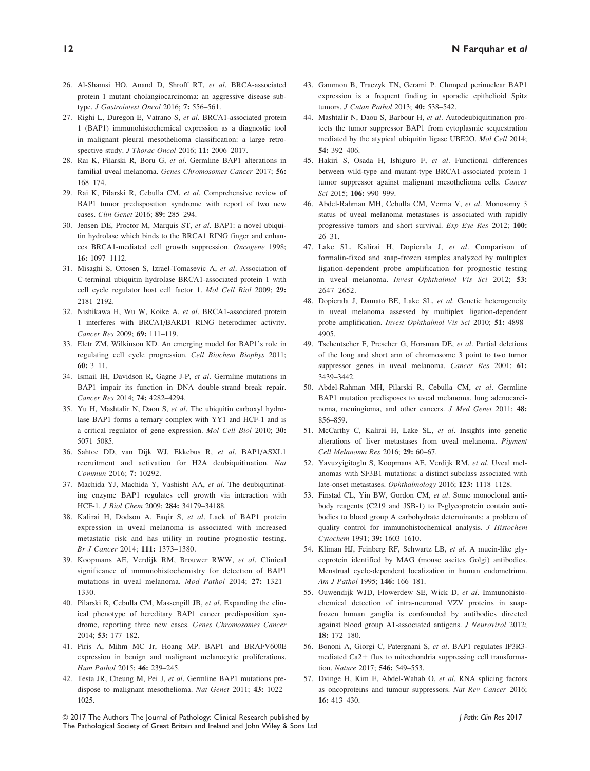26. Al-Shamsi HO, Anand D, Shroff RT, *et al*. BRCA-associated protein 1 mutant cholangiocarcinoma: an aggressive disease subtype. *J Gastrointest Oncol* 2016; **7:** 556–561.
27. Righi L, Duregon E, Vatrano S, *et al*. BRCA1-associated protein 1 (BAP1) immunohistochemical expression as a diagnostic tool in malignant pleural mesothelioma classification: a large retrospective study. *J Thorac Oncol* 2016; **11:** 2006–2017.
28. Rai K, Pilarski R, Boru G, *et al*. Germline BAP1 alterations in familial uveal melanoma. *Genes Chromosomes Cancer* 2017; **56:** 168–174.
29. Rai K, Pilarski R, Cebulla CM, *et al*. Comprehensive review of BAP1 tumor predisposition syndrome with report of two new cases. *Clin Genet* 2016; **89:** 285–294.
30. Jensen DE, Proctor M, Marquis ST, *et al*. BAP1: a novel ubiquitin hydrolase which binds to the BRCA1 RING finger and enhances BRCA1-mediated cell growth suppression. *Oncogene* 1998; **16:** 1097–1112.
31. Misaghi S, Ottosen S, Izrael-Tomasevic A, *et al*. Association of C-terminal ubiquitin hydrolase BRCA1-associated protein 1 with cell cycle regulator host cell factor 1. *Mol Cell Biol* 2009; **29:** 2181–2192.
32. Nishikawa H, Wu W, Koike A, *et al*. BRCA1-associated protein 1 interferes with BRCA1/BARD1 RING heterodimer activity. *Cancer Res* 2009; **69:** 111–119.
33. Eletr ZM, Wilkinson KD. An emerging model for BAP1's role in regulating cell cycle progression. *Cell Biochem Biophys* 2011; **60:** 3–11.
34. Ismail IH, Davidson R, Gagne J-P, *et al*. Germline mutations in BAP1 impair its function in DNA double-strand break repair. *Cancer Res* 2014; **74:** 4282–4294.
35. Yu H, Mashtalir N, Daou S, *et al*. The ubiquitin carboxyl hydrolase BAP1 forms a ternary complex with YY1 and HCF-1 and is a critical regulator of gene expression. *Mol Cell Biol* 2010; **30:** 5071–5085.
36. Sahtoe DD, van Dijk WJ, Ekkebus R, *et al*. BAP1/ASXL1 recruitment and activation for H2A deubiquitination. *Nat Commun* 2016; **7:** 10292.
37. Machida YJ, Machida Y, Vashisht AA, *et al*. The deubiquitinating enzyme BAP1 regulates cell growth via interaction with HCF-1. *J Biol Chem* 2009; **284:** 34179–34188.
38. Kalirai H, Dodson A, Faqir S, *et al*. Lack of BAP1 protein expression in uveal melanoma is associated with increased metastatic risk and has utility in routine prognostic testing. *Br J Cancer* 2014; **111:** 1373–1380.
39. Koopmans AE, Verdijk RM, Brouwer RWW, *et al*. Clinical significance of immunohistochemistry for detection of BAP1 mutations in uveal melanoma. *Mod Pathol* 2014; **27:** 1321–1330.
40. Pilarski R, Cebulla CM, Massengill JB, *et al*. Expanding the clinical phenotype of hereditary BAP1 cancer predisposition syndrome, reporting three new cases. *Genes Chromosomes Cancer* 2014; **53:** 177–182.
41. Piris A, Mihm MC Jr, Hoang MP. BAP1 and BRAFV600E expression in benign and malignant melanocytic proliferations. *Hum Pathol* 2015; **46:** 239–245.
42. Testa JR, Cheung M, Pei J, *et al*. Germline BAP1 mutations predispose to malignant mesothelioma. *Nat Genet* 2011; **43:** 1022–1025.
43. Gammon B, Traczyk TN, Gerami P. Clumped perinuclear BAP1 expression is a frequent finding in sporadic epithelioid Spitz tumors. *J Cutan Pathol* 2013; **40:** 538–542.
44. Mashtalir N, Daou S, Barbour H, *et al*. Autodeubiquitination protects the tumor suppressor BAP1 from cytoplasmic sequestration mediated by the atypical ubiquitin ligase UBE2O. *Mol Cell* 2014; **54:** 392–406.
45. Hakiri S, Osada H, Ishiguro F, *et al*. Functional differences between wild-type and mutant-type BRCA1-associated protein 1 tumor suppressor against malignant mesothelioma cells. *Cancer Sci* 2015; **106:** 990–999.
46. Abdel-Rahman MH, Cebulla CM, Verma V, *et al*. Monosomy 3 status of uveal melanoma metastases is associated with rapidly progressive tumors and short survival. *Exp Eye Res* 2012; **100:** 26–31.
47. Lake SL, Kalirai H, Dopierala J, *et al*. Comparison of formalin-fixed and snap-frozen samples analyzed by multiplex ligation-dependent probe amplification for prognostic testing in uveal melanoma. *Invest Ophthalmol Vis Sci* 2012; **53:** 2647–2652.
48. Dopierala J, Damato BE, Lake SL, *et al*. Genetic heterogeneity in uveal melanoma assessed by multiplex ligation-dependent probe amplification. *Invest Ophthalmol Vis Sci* 2010; **51:** 4898–4905.
49. Tschentscher F, Prescher G, Horsman DE, *et al*. Partial deletions of the long and short arm of chromosome 3 point to two tumor suppressor genes in uveal melanoma. *Cancer Res* 2001; **61:** 3439–3442.
50. Abdel-Rahman MH, Pilarski R, Cebulla CM, *et al*. Germline BAP1 mutation predisposes to uveal melanoma, lung adenocarcinoma, meningioma, and other cancers. *J Med Genet* 2011; **48:** 856–859.
51. McCarthy C, Kalirai H, Lake SL, *et al*. Insights into genetic alterations of liver metastases from uveal melanoma. *Pigment Cell Melanoma Res* 2016; **29:** 60–67.
52. Yavuzyigitoglu S, Koopmans AE, Verdijk RM, *et al*. Uveal melanomas with SF3B1 mutations: a distinct subclass associated with late-onset metastases. *Ophthalmology* 2016; **123:** 1118–1128.
53. Finstad CL, Yin BW, Gordon CM, *et al*. Some monoclonal antibody reagents (C219 and JSB-1) to P-glycoprotein contain antibodies to blood group A carbohydrate determinants: a problem of quality control for immunohistochemical analysis. *J Histochem Cytochem* 1991; **39:** 1603–1610.
54. Kliman HJ, Feinberg RF, Schwartz LB, *et al*. A mucin-like glycoprotein identified by MAG (mouse ascites Golgi) antibodies. Menstrual cycle-dependent localization in human endometrium. *Am J Pathol* 1995; **146:** 166–181.
55. Ouwendijk WJD, Flowerdew SE, Wick D, *et al*. Immunohistochemical detection of intra-neuronal VZV proteins in snap-frozen human ganglia is confounded by antibodies directed against blood group A1-associated antigens. *J Neurovirol* 2012; **18:** 172–180.
56. Bononi A, Giorgi C, Patergnani S, *et al*. BAP1 regulates IP3R3-mediated Ca2+ flux to mitochondria suppressing cell transformation. *Nature* 2017; **546:** 549–553.
57. Dvinge H, Kim E, Abdel-Wahab O, *et al*. RNA splicing factors as oncoproteins and tumour suppressors. *Nat Rev Cancer* 2016; **16:** 413–430.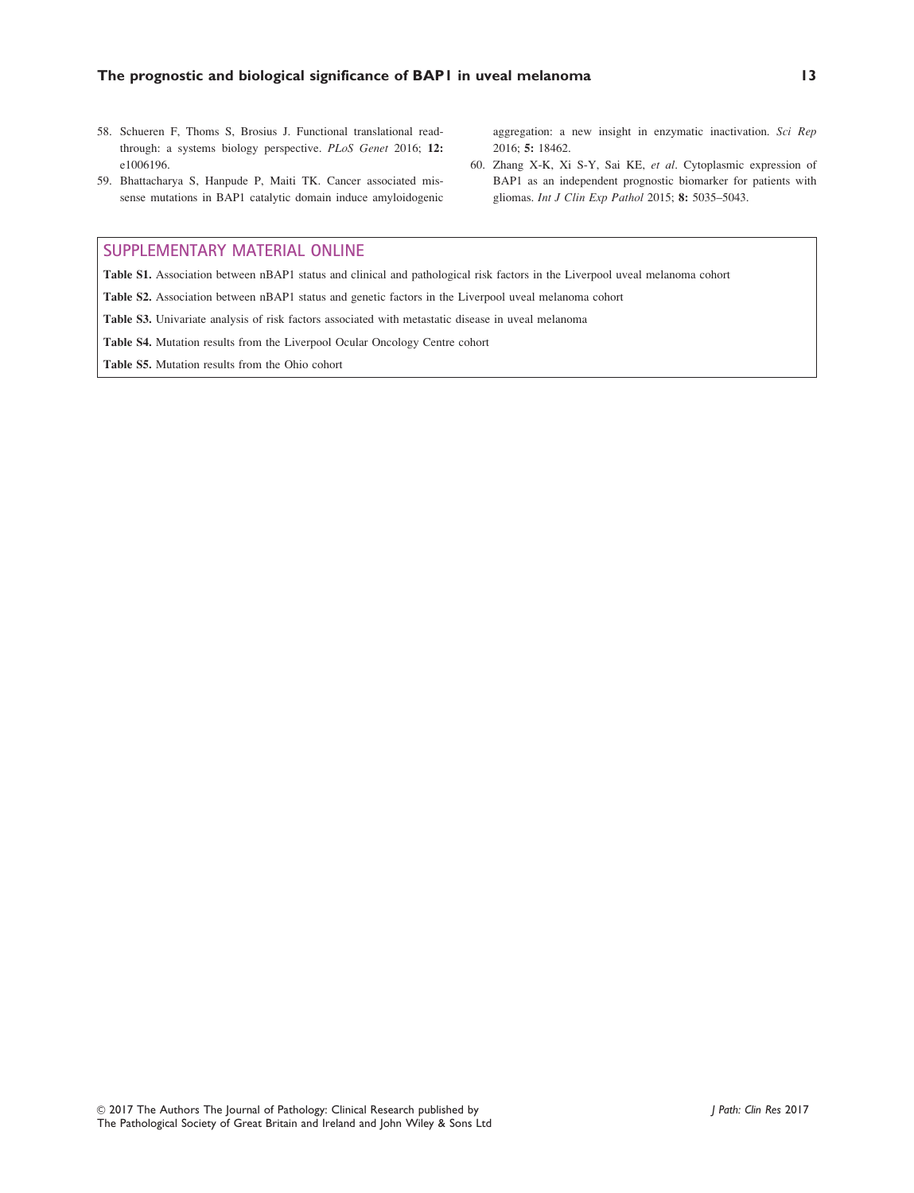58. Schueren F, Thoms S, Brosius J. Functional translational readthrough: a systems biology perspective. *PLoS Genet* 2016; **12:** e1006196.
59. Bhattacharya S, Hanpude P, Maiti TK. Cancer associated missense mutations in BAP1 catalytic domain induce amyloidogenic aggregation: a new insight in enzymatic inactivation. *Sci Rep* 2016; **5:** 18462.
60. Zhang X-K, Xi S-Y, Sai KE, *et al*. Cytoplasmic expression of BAP1 as an independent prognostic biomarker for patients with gliomas. *Int J Clin Exp Pathol* 2015; **8:** 5035–5043.

## SUPPLEMENTARY MATERIAL ONLINE

**Table S1.** Association between nBAP1 status and clinical and pathological risk factors in the Liverpool uveal melanoma cohort

**Table S2.** Association between nBAP1 status and genetic factors in the Liverpool uveal melanoma cohort

**Table S3.** Univariate analysis of risk factors associated with metastatic disease in uveal melanoma

**Table S4.** Mutation results from the Liverpool Ocular Oncology Centre cohort

**Table S5.** Mutation results from the Ohio cohort